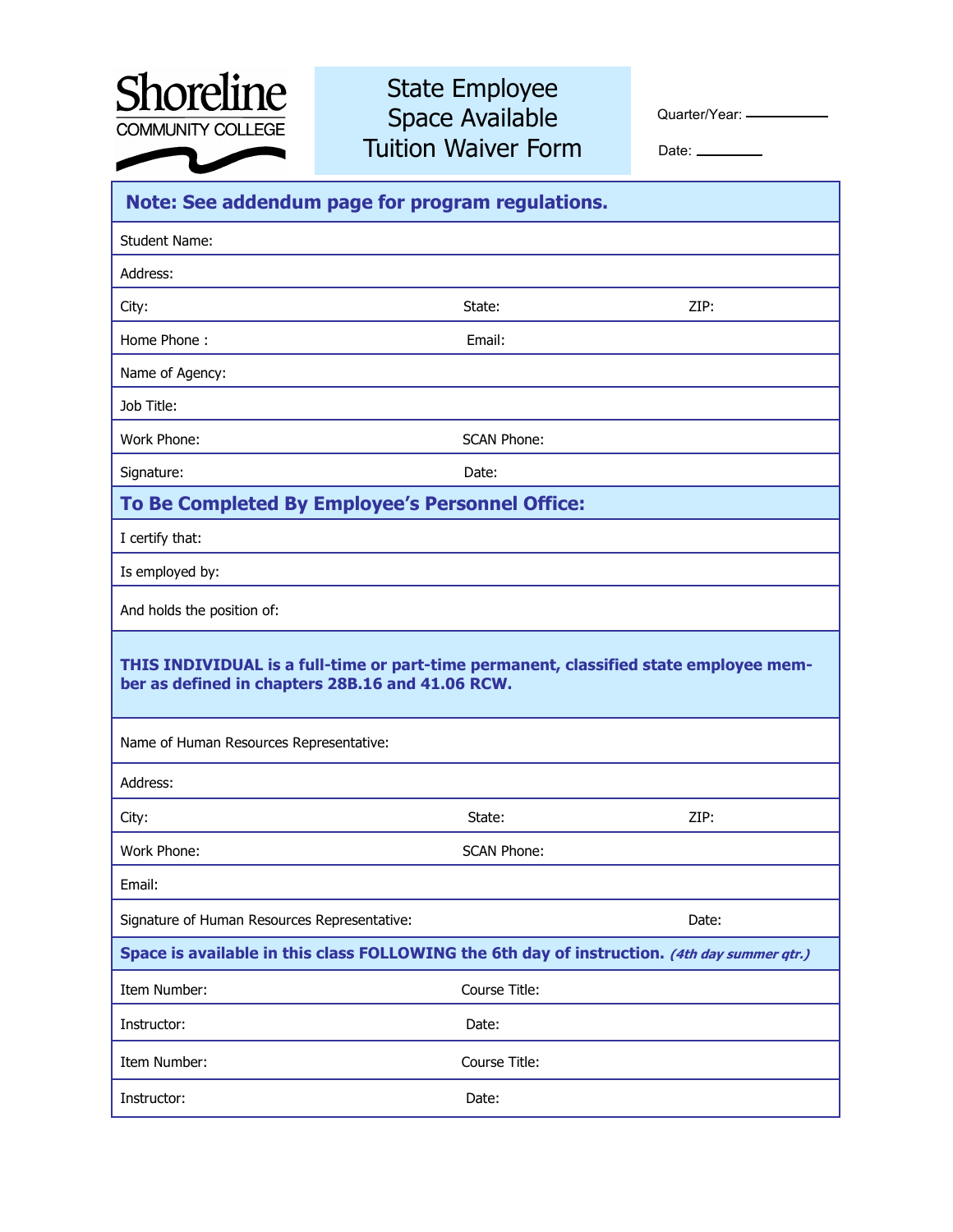**Shoreline**
COMMUNITY COLLEGE

# State Employee Space Available Tuition Waiver Form

Quarter/Year: ____________

Date: ________

**Note: See addendum page for program regulations.**

| | | |
|---|---|---|
| Student Name: | | |
| Address: | | |
| City: | State: | ZIP: |
| Home Phone : | Email: | |
| Name of Agency: | | |
| Job Title: | | |
| Work Phone: | SCAN Phone: | |
| Signature: | Date: | |

## To Be Completed By Employee's Personnel Office:

| | | |
|---|---|---|
| I certify that: | | |
| Is employed by: | | |
| And holds the position of: | | |

**THIS INDIVIDUAL is a full-time or part-time permanent, classified state employee member as defined in chapters 28B.16 and 41.06 RCW.**

| | | |
|---|---|---|
| Name of Human Resources Representative: | | |
| Address: | | |
| City: | State: | ZIP: |
| Work Phone: | SCAN Phone: | |
| Email: | | |
| Signature of Human Resources Representative: | | Date: |

**Space is available in this class FOLLOWING the 6th day of instruction.** ***(4th day summer qtr.)***

| | |
|---|---|
| Item Number: | Course Title: |
| Instructor: | Date: |
| Item Number: | Course Title: |
| Instructor: | Date: |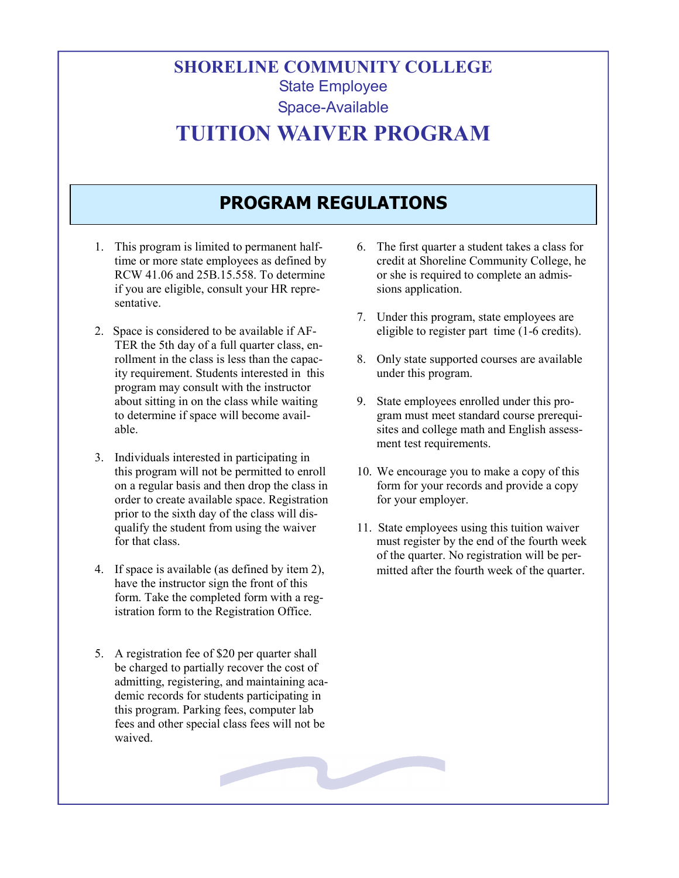# SHORELINE COMMUNITY COLLEGE

State Employee

Space-Available

# TUITION WAIVER PROGRAM

## PROGRAM REGULATIONS

1. This program is limited to permanent half-time or more state employees as defined by RCW 41.06 and 25B.15.558. To determine if you are eligible, consult your HR representative.

2. Space is considered to be available if AFTER the 5th day of a full quarter class, enrollment in the class is less than the capacity requirement. Students interested in this program may consult with the instructor about sitting in on the class while waiting to determine if space will become available.

3. Individuals interested in participating in this program will not be permitted to enroll on a regular basis and then drop the class in order to create available space. Registration prior to the sixth day of the class will disqualify the student from using the waiver for that class.

4. If space is available (as defined by item 2), have the instructor sign the front of this form. Take the completed form with a registration form to the Registration Office.

5. A registration fee of $20 per quarter shall be charged to partially recover the cost of admitting, registering, and maintaining academic records for students participating in this program. Parking fees, computer lab fees and other special class fees will not be waived.

6. The first quarter a student takes a class for credit at Shoreline Community College, he or she is required to complete an admissions application.

7. Under this program, state employees are eligible to register part time (1-6 credits).

8. Only state supported courses are available under this program.

9. State employees enrolled under this program must meet standard course prerequisites and college math and English assessment test requirements.

10. We encourage you to make a copy of this form for your records and provide a copy for your employer.

11. State employees using this tuition waiver must register by the end of the fourth week of the quarter. No registration will be permitted after the fourth week of the quarter.